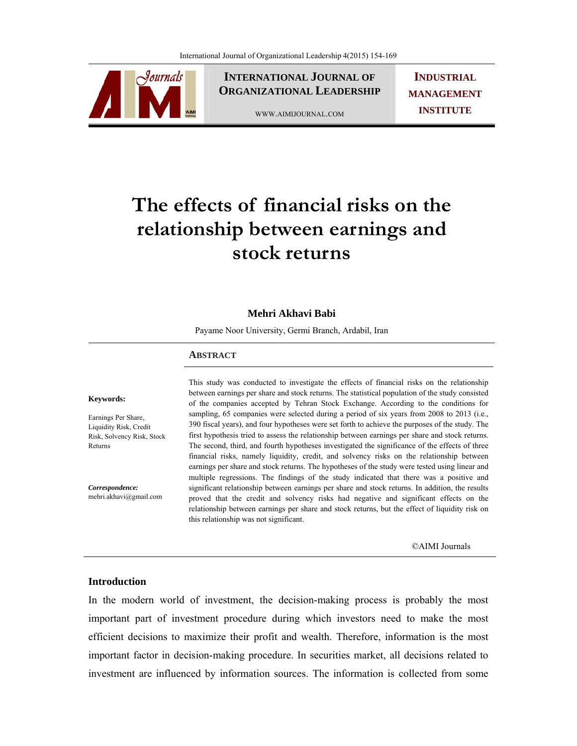# The effects of financial risks on the relationship between earnings and stock returns

**Mehri Akhavi Babi**

Payame Noor University, Germi Branch, Ardabil, Iran

## ABSTRACT

**Keywords:**

Earnings Per Share, Liquidity Risk, Credit Risk, Solvency Risk, Stock Returns

***Correspondence:***
mehri.akhavi@gmail.com

This study was conducted to investigate the effects of financial risks on the relationship between earnings per share and stock returns. The statistical population of the study consisted of the companies accepted by Tehran Stock Exchange. According to the conditions for sampling, 65 companies were selected during a period of six years from 2008 to 2013 (i.e., 390 fiscal years), and four hypotheses were set forth to achieve the purposes of the study. The first hypothesis tried to assess the relationship between earnings per share and stock returns. The second, third, and fourth hypotheses investigated the significance of the effects of three financial risks, namely liquidity, credit, and solvency risks on the relationship between earnings per share and stock returns. The hypotheses of the study were tested using linear and multiple regressions. The findings of the study indicated that there was a positive and significant relationship between earnings per share and stock returns. In addition, the results proved that the credit and solvency risks had negative and significant effects on the relationship between earnings per share and stock returns, but the effect of liquidity risk on this relationship was not significant.

©AIMI Journals

## Introduction

In the modern world of investment, the decision-making process is probably the most important part of investment procedure during which investors need to make the most efficient decisions to maximize their profit and wealth. Therefore, information is the most important factor in decision-making procedure. In securities market, all decisions related to investment are influenced by information sources. The information is collected from some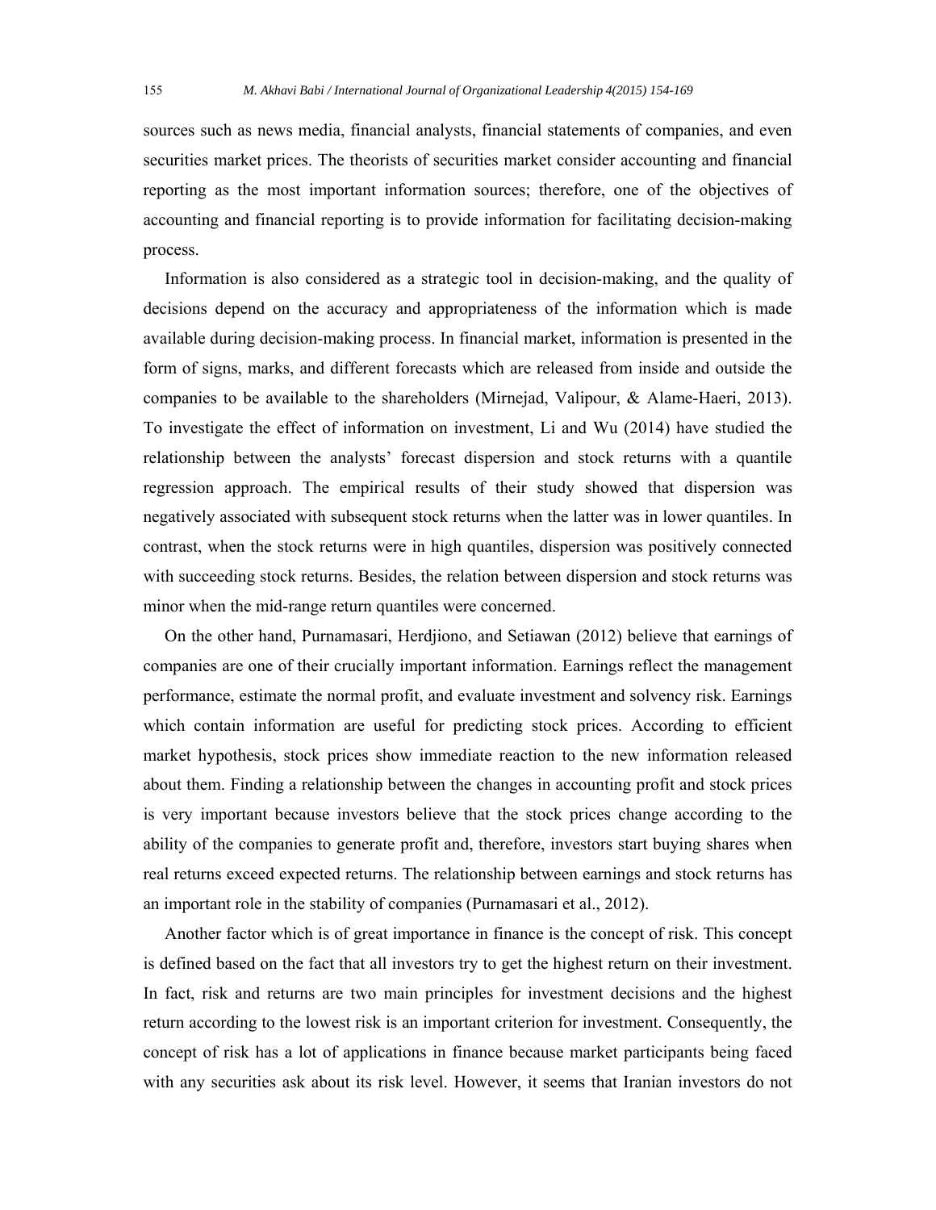sources such as news media, financial analysts, financial statements of companies, and even securities market prices. The theorists of securities market consider accounting and financial reporting as the most important information sources; therefore, one of the objectives of accounting and financial reporting is to provide information for facilitating decision-making process.

Information is also considered as a strategic tool in decision-making, and the quality of decisions depend on the accuracy and appropriateness of the information which is made available during decision-making process. In financial market, information is presented in the form of signs, marks, and different forecasts which are released from inside and outside the companies to be available to the shareholders (Mirnejad, Valipour, & Alame-Haeri, 2013). To investigate the effect of information on investment, Li and Wu (2014) have studied the relationship between the analysts' forecast dispersion and stock returns with a quantile regression approach. The empirical results of their study showed that dispersion was negatively associated with subsequent stock returns when the latter was in lower quantiles. In contrast, when the stock returns were in high quantiles, dispersion was positively connected with succeeding stock returns. Besides, the relation between dispersion and stock returns was minor when the mid-range return quantiles were concerned.

On the other hand, Purnamasari, Herdjiono, and Setiawan (2012) believe that earnings of companies are one of their crucially important information. Earnings reflect the management performance, estimate the normal profit, and evaluate investment and solvency risk. Earnings which contain information are useful for predicting stock prices. According to efficient market hypothesis, stock prices show immediate reaction to the new information released about them. Finding a relationship between the changes in accounting profit and stock prices is very important because investors believe that the stock prices change according to the ability of the companies to generate profit and, therefore, investors start buying shares when real returns exceed expected returns. The relationship between earnings and stock returns has an important role in the stability of companies (Purnamasari et al., 2012).

Another factor which is of great importance in finance is the concept of risk. This concept is defined based on the fact that all investors try to get the highest return on their investment. In fact, risk and returns are two main principles for investment decisions and the highest return according to the lowest risk is an important criterion for investment. Consequently, the concept of risk has a lot of applications in finance because market participants being faced with any securities ask about its risk level. However, it seems that Iranian investors do not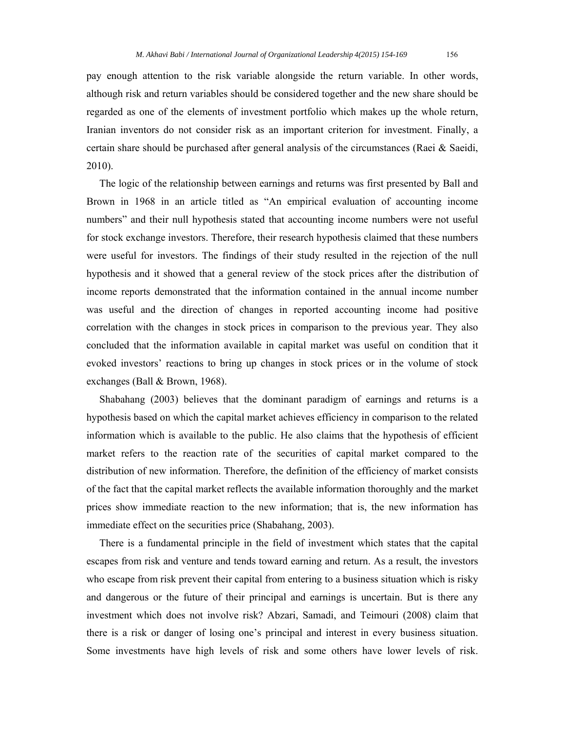pay enough attention to the risk variable alongside the return variable. In other words, although risk and return variables should be considered together and the new share should be regarded as one of the elements of investment portfolio which makes up the whole return, Iranian inventors do not consider risk as an important criterion for investment. Finally, a certain share should be purchased after general analysis of the circumstances (Raei & Saeidi, 2010).

The logic of the relationship between earnings and returns was first presented by Ball and Brown in 1968 in an article titled as "An empirical evaluation of accounting income numbers" and their null hypothesis stated that accounting income numbers were not useful for stock exchange investors. Therefore, their research hypothesis claimed that these numbers were useful for investors. The findings of their study resulted in the rejection of the null hypothesis and it showed that a general review of the stock prices after the distribution of income reports demonstrated that the information contained in the annual income number was useful and the direction of changes in reported accounting income had positive correlation with the changes in stock prices in comparison to the previous year. They also concluded that the information available in capital market was useful on condition that it evoked investors' reactions to bring up changes in stock prices or in the volume of stock exchanges (Ball & Brown, 1968).

Shabahang (2003) believes that the dominant paradigm of earnings and returns is a hypothesis based on which the capital market achieves efficiency in comparison to the related information which is available to the public. He also claims that the hypothesis of efficient market refers to the reaction rate of the securities of capital market compared to the distribution of new information. Therefore, the definition of the efficiency of market consists of the fact that the capital market reflects the available information thoroughly and the market prices show immediate reaction to the new information; that is, the new information has immediate effect on the securities price (Shabahang, 2003).

There is a fundamental principle in the field of investment which states that the capital escapes from risk and venture and tends toward earning and return. As a result, the investors who escape from risk prevent their capital from entering to a business situation which is risky and dangerous or the future of their principal and earnings is uncertain. But is there any investment which does not involve risk? Abzari, Samadi, and Teimouri (2008) claim that there is a risk or danger of losing one's principal and interest in every business situation. Some investments have high levels of risk and some others have lower levels of risk.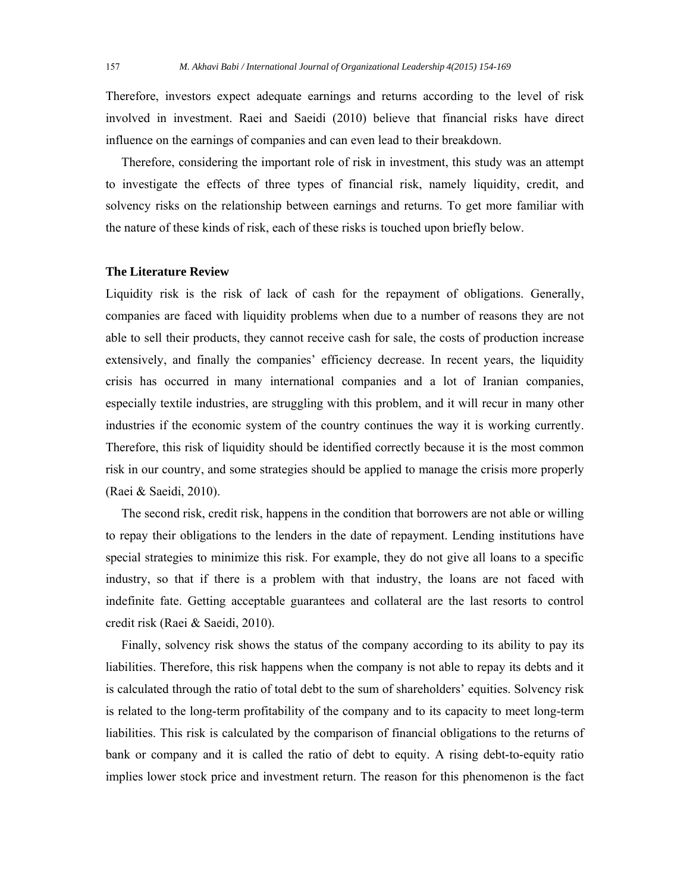Therefore, investors expect adequate earnings and returns according to the level of risk involved in investment. Raei and Saeidi (2010) believe that financial risks have direct influence on the earnings of companies and can even lead to their breakdown.

Therefore, considering the important role of risk in investment, this study was an attempt to investigate the effects of three types of financial risk, namely liquidity, credit, and solvency risks on the relationship between earnings and returns. To get more familiar with the nature of these kinds of risk, each of these risks is touched upon briefly below.

## The Literature Review

Liquidity risk is the risk of lack of cash for the repayment of obligations. Generally, companies are faced with liquidity problems when due to a number of reasons they are not able to sell their products, they cannot receive cash for sale, the costs of production increase extensively, and finally the companies' efficiency decrease. In recent years, the liquidity crisis has occurred in many international companies and a lot of Iranian companies, especially textile industries, are struggling with this problem, and it will recur in many other industries if the economic system of the country continues the way it is working currently. Therefore, this risk of liquidity should be identified correctly because it is the most common risk in our country, and some strategies should be applied to manage the crisis more properly (Raei & Saeidi, 2010).

The second risk, credit risk, happens in the condition that borrowers are not able or willing to repay their obligations to the lenders in the date of repayment. Lending institutions have special strategies to minimize this risk. For example, they do not give all loans to a specific industry, so that if there is a problem with that industry, the loans are not faced with indefinite fate. Getting acceptable guarantees and collateral are the last resorts to control credit risk (Raei & Saeidi, 2010).

Finally, solvency risk shows the status of the company according to its ability to pay its liabilities. Therefore, this risk happens when the company is not able to repay its debts and it is calculated through the ratio of total debt to the sum of shareholders' equities. Solvency risk is related to the long-term profitability of the company and to its capacity to meet long-term liabilities. This risk is calculated by the comparison of financial obligations to the returns of bank or company and it is called the ratio of debt to equity. A rising debt-to-equity ratio implies lower stock price and investment return. The reason for this phenomenon is the fact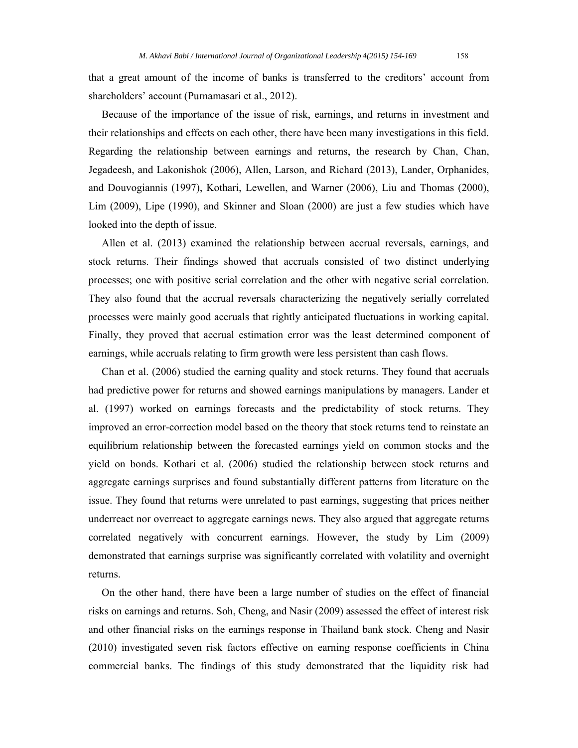that a great amount of the income of banks is transferred to the creditors' account from shareholders' account (Purnamasari et al., 2012).

Because of the importance of the issue of risk, earnings, and returns in investment and their relationships and effects on each other, there have been many investigations in this field. Regarding the relationship between earnings and returns, the research by Chan, Chan, Jegadeesh, and Lakonishok (2006), Allen, Larson, and Richard (2013), Lander, Orphanides, and Douvogiannis (1997), Kothari, Lewellen, and Warner (2006), Liu and Thomas (2000), Lim (2009), Lipe (1990), and Skinner and Sloan (2000) are just a few studies which have looked into the depth of issue.

Allen et al. (2013) examined the relationship between accrual reversals, earnings, and stock returns. Their findings showed that accruals consisted of two distinct underlying processes; one with positive serial correlation and the other with negative serial correlation. They also found that the accrual reversals characterizing the negatively serially correlated processes were mainly good accruals that rightly anticipated fluctuations in working capital. Finally, they proved that accrual estimation error was the least determined component of earnings, while accruals relating to firm growth were less persistent than cash flows.

Chan et al. (2006) studied the earning quality and stock returns. They found that accruals had predictive power for returns and showed earnings manipulations by managers. Lander et al. (1997) worked on earnings forecasts and the predictability of stock returns. They improved an error-correction model based on the theory that stock returns tend to reinstate an equilibrium relationship between the forecasted earnings yield on common stocks and the yield on bonds. Kothari et al. (2006) studied the relationship between stock returns and aggregate earnings surprises and found substantially different patterns from literature on the issue. They found that returns were unrelated to past earnings, suggesting that prices neither underreact nor overreact to aggregate earnings news. They also argued that aggregate returns correlated negatively with concurrent earnings. However, the study by Lim (2009) demonstrated that earnings surprise was significantly correlated with volatility and overnight returns.

On the other hand, there have been a large number of studies on the effect of financial risks on earnings and returns. Soh, Cheng, and Nasir (2009) assessed the effect of interest risk and other financial risks on the earnings response in Thailand bank stock. Cheng and Nasir (2010) investigated seven risk factors effective on earning response coefficients in China commercial banks. The findings of this study demonstrated that the liquidity risk had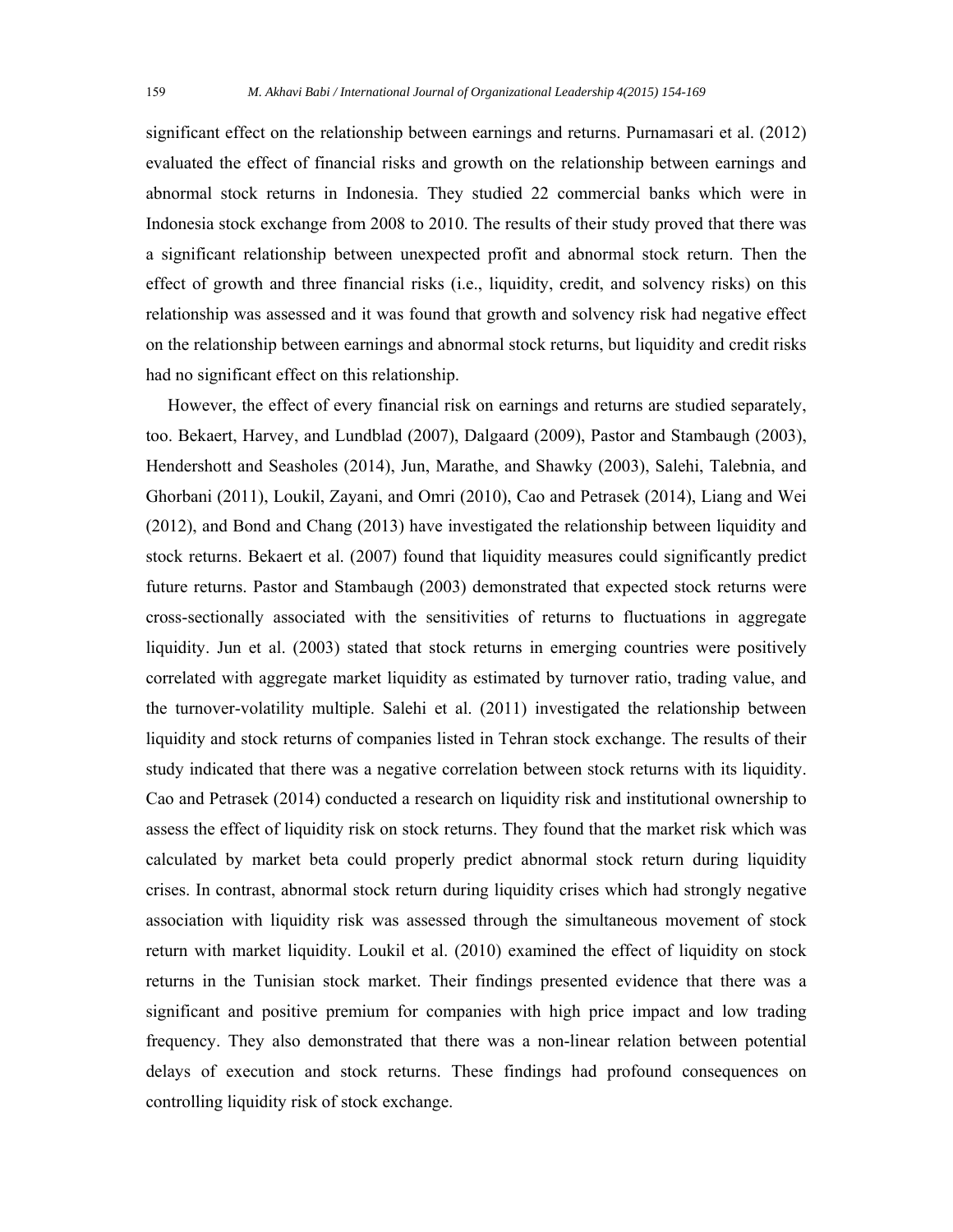significant effect on the relationship between earnings and returns. Purnamasari et al. (2012) evaluated the effect of financial risks and growth on the relationship between earnings and abnormal stock returns in Indonesia. They studied 22 commercial banks which were in Indonesia stock exchange from 2008 to 2010. The results of their study proved that there was a significant relationship between unexpected profit and abnormal stock return. Then the effect of growth and three financial risks (i.e., liquidity, credit, and solvency risks) on this relationship was assessed and it was found that growth and solvency risk had negative effect on the relationship between earnings and abnormal stock returns, but liquidity and credit risks had no significant effect on this relationship.

However, the effect of every financial risk on earnings and returns are studied separately, too. Bekaert, Harvey, and Lundblad (2007), Dalgaard (2009), Pastor and Stambaugh (2003), Hendershott and Seasholes (2014), Jun, Marathe, and Shawky (2003), Salehi, Talebnia, and Ghorbani (2011), Loukil, Zayani, and Omri (2010), Cao and Petrasek (2014), Liang and Wei (2012), and Bond and Chang (2013) have investigated the relationship between liquidity and stock returns. Bekaert et al. (2007) found that liquidity measures could significantly predict future returns. Pastor and Stambaugh (2003) demonstrated that expected stock returns were cross-sectionally associated with the sensitivities of returns to fluctuations in aggregate liquidity. Jun et al. (2003) stated that stock returns in emerging countries were positively correlated with aggregate market liquidity as estimated by turnover ratio, trading value, and the turnover-volatility multiple. Salehi et al. (2011) investigated the relationship between liquidity and stock returns of companies listed in Tehran stock exchange. The results of their study indicated that there was a negative correlation between stock returns with its liquidity. Cao and Petrasek (2014) conducted a research on liquidity risk and institutional ownership to assess the effect of liquidity risk on stock returns. They found that the market risk which was calculated by market beta could properly predict abnormal stock return during liquidity crises. In contrast, abnormal stock return during liquidity crises which had strongly negative association with liquidity risk was assessed through the simultaneous movement of stock return with market liquidity. Loukil et al. (2010) examined the effect of liquidity on stock returns in the Tunisian stock market. Their findings presented evidence that there was a significant and positive premium for companies with high price impact and low trading frequency. They also demonstrated that there was a non-linear relation between potential delays of execution and stock returns. These findings had profound consequences on controlling liquidity risk of stock exchange.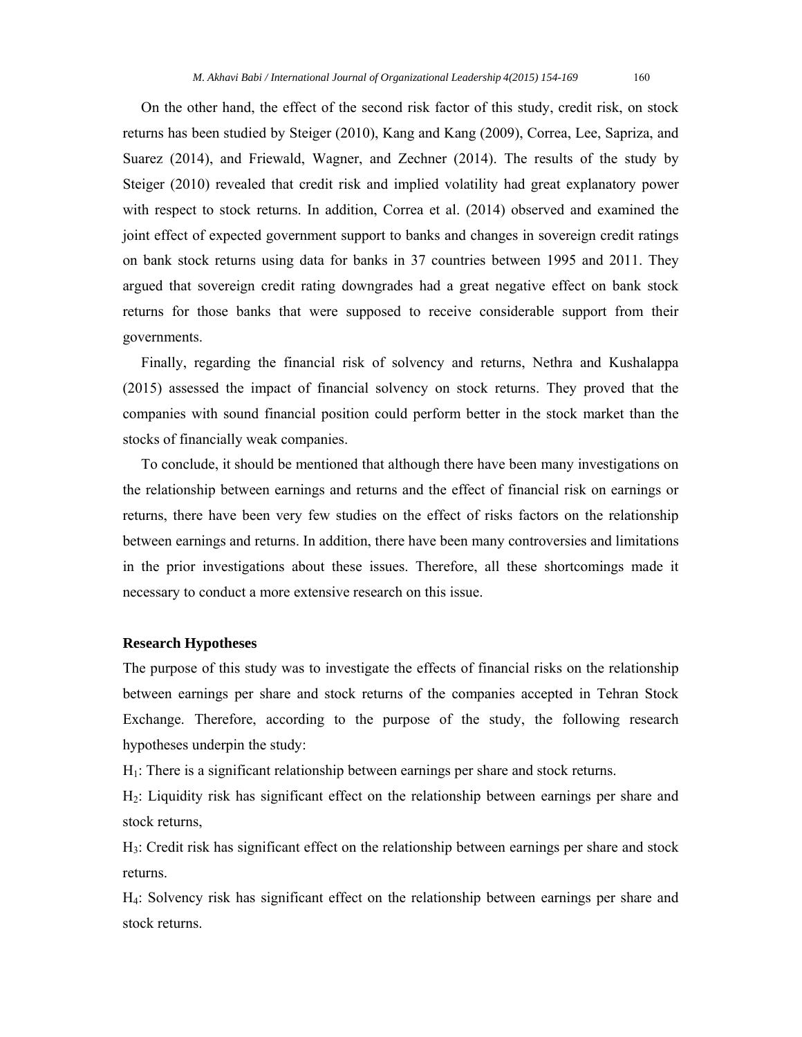On the other hand, the effect of the second risk factor of this study, credit risk, on stock returns has been studied by Steiger (2010), Kang and Kang (2009), Correa, Lee, Sapriza, and Suarez (2014), and Friewald, Wagner, and Zechner (2014). The results of the study by Steiger (2010) revealed that credit risk and implied volatility had great explanatory power with respect to stock returns. In addition, Correa et al. (2014) observed and examined the joint effect of expected government support to banks and changes in sovereign credit ratings on bank stock returns using data for banks in 37 countries between 1995 and 2011. They argued that sovereign credit rating downgrades had a great negative effect on bank stock returns for those banks that were supposed to receive considerable support from their governments.

Finally, regarding the financial risk of solvency and returns, Nethra and Kushalappa (2015) assessed the impact of financial solvency on stock returns. They proved that the companies with sound financial position could perform better in the stock market than the stocks of financially weak companies.

To conclude, it should be mentioned that although there have been many investigations on the relationship between earnings and returns and the effect of financial risk on earnings or returns, there have been very few studies on the effect of risks factors on the relationship between earnings and returns. In addition, there have been many controversies and limitations in the prior investigations about these issues. Therefore, all these shortcomings made it necessary to conduct a more extensive research on this issue.

**Research Hypotheses**

The purpose of this study was to investigate the effects of financial risks on the relationship between earnings per share and stock returns of the companies accepted in Tehran Stock Exchange. Therefore, according to the purpose of the study, the following research hypotheses underpin the study:

$H_1$: There is a significant relationship between earnings per share and stock returns.

$H_2$: Liquidity risk has significant effect on the relationship between earnings per share and stock returns,

$H_3$: Credit risk has significant effect on the relationship between earnings per share and stock returns.

$H_4$: Solvency risk has significant effect on the relationship between earnings per share and stock returns.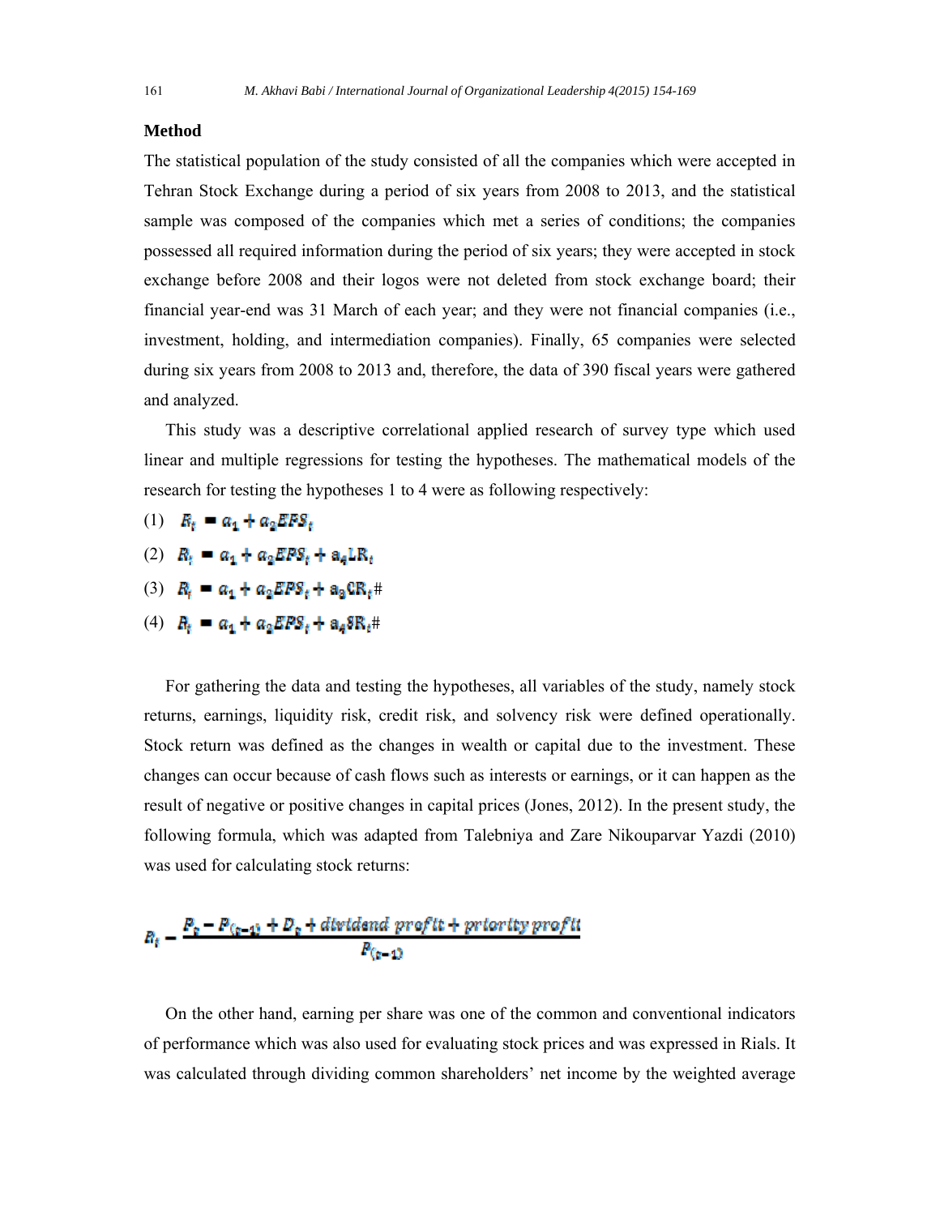## Method

The statistical population of the study consisted of all the companies which were accepted in Tehran Stock Exchange during a period of six years from 2008 to 2013, and the statistical sample was composed of the companies which met a series of conditions; the companies possessed all required information during the period of six years; they were accepted in stock exchange before 2008 and their logos were not deleted from stock exchange board; their financial year-end was 31 March of each year; and they were not financial companies (i.e., investment, holding, and intermediation companies). Finally, 65 companies were selected during six years from 2008 to 2013 and, therefore, the data of 390 fiscal years were gathered and analyzed.

This study was a descriptive correlational applied research of survey type which used linear and multiple regressions for testing the hypotheses. The mathematical models of the research for testing the hypotheses 1 to 4 were as following respectively:

(1) $R_t = a_1 + a_2 EPS_t$

(2) $R_t = a_1 + a_2 EPS_t + a_4 LR_t$

(3) $R_t = a_1 + a_2 EPS_t + a_3 CR_t$#

(4) $R_t = a_1 + a_2 EPS_t + a_4 SR_t$#

For gathering the data and testing the hypotheses, all variables of the study, namely stock returns, earnings, liquidity risk, credit risk, and solvency risk were defined operationally. Stock return was defined as the changes in wealth or capital due to the investment. These changes can occur because of cash flows such as interests or earnings, or it can happen as the result of negative or positive changes in capital prices (Jones, 2012). In the present study, the following formula, which was adapted from Talebniya and Zare Nikouparvar Yazdi (2010) was used for calculating stock returns:

$$R_t = \frac{P_t - P_{(t-1)} + D_t + \text{dividend profit} + \text{priority profit}}{P_{(t-1)}}$$

On the other hand, earning per share was one of the common and conventional indicators of performance which was also used for evaluating stock prices and was expressed in Rials. It was calculated through dividing common shareholders' net income by the weighted average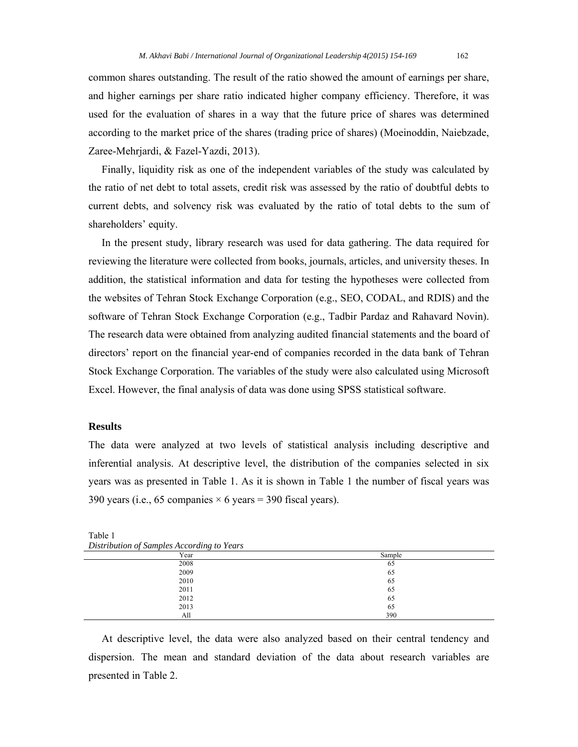common shares outstanding. The result of the ratio showed the amount of earnings per share, and higher earnings per share ratio indicated higher company efficiency. Therefore, it was used for the evaluation of shares in a way that the future price of shares was determined according to the market price of the shares (trading price of shares) (Moeinoddin, Naiebzade, Zaree-Mehrjardi, & Fazel-Yazdi, 2013).

Finally, liquidity risk as one of the independent variables of the study was calculated by the ratio of net debt to total assets, credit risk was assessed by the ratio of doubtful debts to current debts, and solvency risk was evaluated by the ratio of total debts to the sum of shareholders' equity.

In the present study, library research was used for data gathering. The data required for reviewing the literature were collected from books, journals, articles, and university theses. In addition, the statistical information and data for testing the hypotheses were collected from the websites of Tehran Stock Exchange Corporation (e.g., SEO, CODAL, and RDIS) and the software of Tehran Stock Exchange Corporation (e.g., Tadbir Pardaz and Rahavard Novin). The research data were obtained from analyzing audited financial statements and the board of directors' report on the financial year-end of companies recorded in the data bank of Tehran Stock Exchange Corporation. The variables of the study were also calculated using Microsoft Excel. However, the final analysis of data was done using SPSS statistical software.

## Results

The data were analyzed at two levels of statistical analysis including descriptive and inferential analysis. At descriptive level, the distribution of the companies selected in six years was as presented in Table 1. As it is shown in Table 1 the number of fiscal years was 390 years (i.e., 65 companies × 6 years = 390 fiscal years).

Table 1
*Distribution of Samples According to Years*

| Year | Sample |
|---|---|
| 2008 | 65 |
| 2009 | 65 |
| 2010 | 65 |
| 2011 | 65 |
| 2012 | 65 |
| 2013 | 65 |
| All | 390 |

At descriptive level, the data were also analyzed based on their central tendency and dispersion. The mean and standard deviation of the data about research variables are presented in Table 2.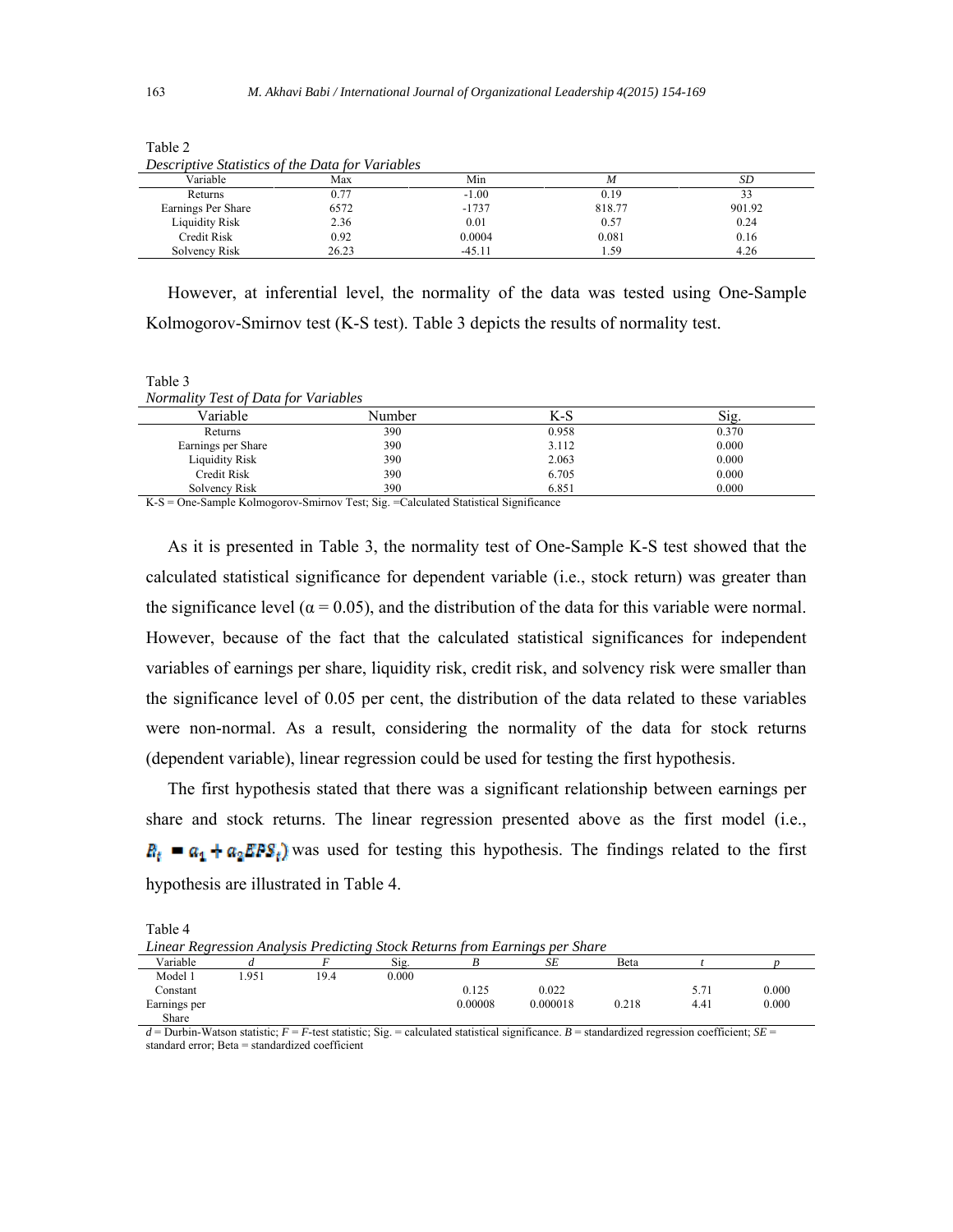Table 2

*Descriptive Statistics of the Data for Variables*

| Variable | Max | Min | *M* | *SD* |
|---|---|---|---|---|
| Returns | 0.77 | -1.00 | 0.19 | 33 |
| Earnings Per Share | 6572 | -1737 | 818.77 | 901.92 |
| Liquidity Risk | 2.36 | 0.01 | 0.57 | 0.24 |
| Credit Risk | 0.92 | 0.0004 | 0.081 | 0.16 |
| Solvency Risk | 26.23 | -45.11 | 1.59 | 4.26 |

However, at inferential level, the normality of the data was tested using One-Sample Kolmogorov-Smirnov test (K-S test). Table 3 depicts the results of normality test.

Table 3

*Normality Test of Data for Variables*

| Variable | Number | K-S | Sig. |
|---|---|---|---|
| Returns | 390 | 0.958 | 0.370 |
| Earnings per Share | 390 | 3.112 | 0.000 |
| Liquidity Risk | 390 | 2.063 | 0.000 |
| Credit Risk | 390 | 6.705 | 0.000 |
| Solvency Risk | 390 | 6.851 | 0.000 |

K-S = One-Sample Kolmogorov-Smirnov Test; Sig. =Calculated Statistical Significance

As it is presented in Table 3, the normality test of One-Sample K-S test showed that the calculated statistical significance for dependent variable (i.e., stock return) was greater than the significance level ($\alpha = 0.05$), and the distribution of the data for this variable were normal. However, because of the fact that the calculated statistical significances for independent variables of earnings per share, liquidity risk, credit risk, and solvency risk were smaller than the significance level of 0.05 per cent, the distribution of the data related to these variables were non-normal. As a result, considering the normality of the data for stock returns (dependent variable), linear regression could be used for testing the first hypothesis.

The first hypothesis stated that there was a significant relationship between earnings per share and stock returns. The linear regression presented above as the first model (i.e., $R_t = a_1 + a_2 EPS_t$) was used for testing this hypothesis. The findings related to the first hypothesis are illustrated in Table 4.

Table 4

*Linear Regression Analysis Predicting Stock Returns from Earnings per Share*

| Variable | *d* | *F* | Sig. | *B* | *SE* | Beta | *t* | *p* |
|---|---|---|---|---|---|---|---|---|
| Model 1 | 1.951 | 19.4 | 0.000 | | | | | |
| Constant | | | | 0.125 | 0.022 | | 5.71 | 0.000 |
| Earnings per Share | | | | 0.00008 | 0.000018 | 0.218 | 4.41 | 0.000 |

*d* = Durbin-Watson statistic; *F* = *F*-test statistic; Sig. = calculated statistical significance. *B* = standardized regression coefficient; *SE* = standard error; Beta = standardized coefficient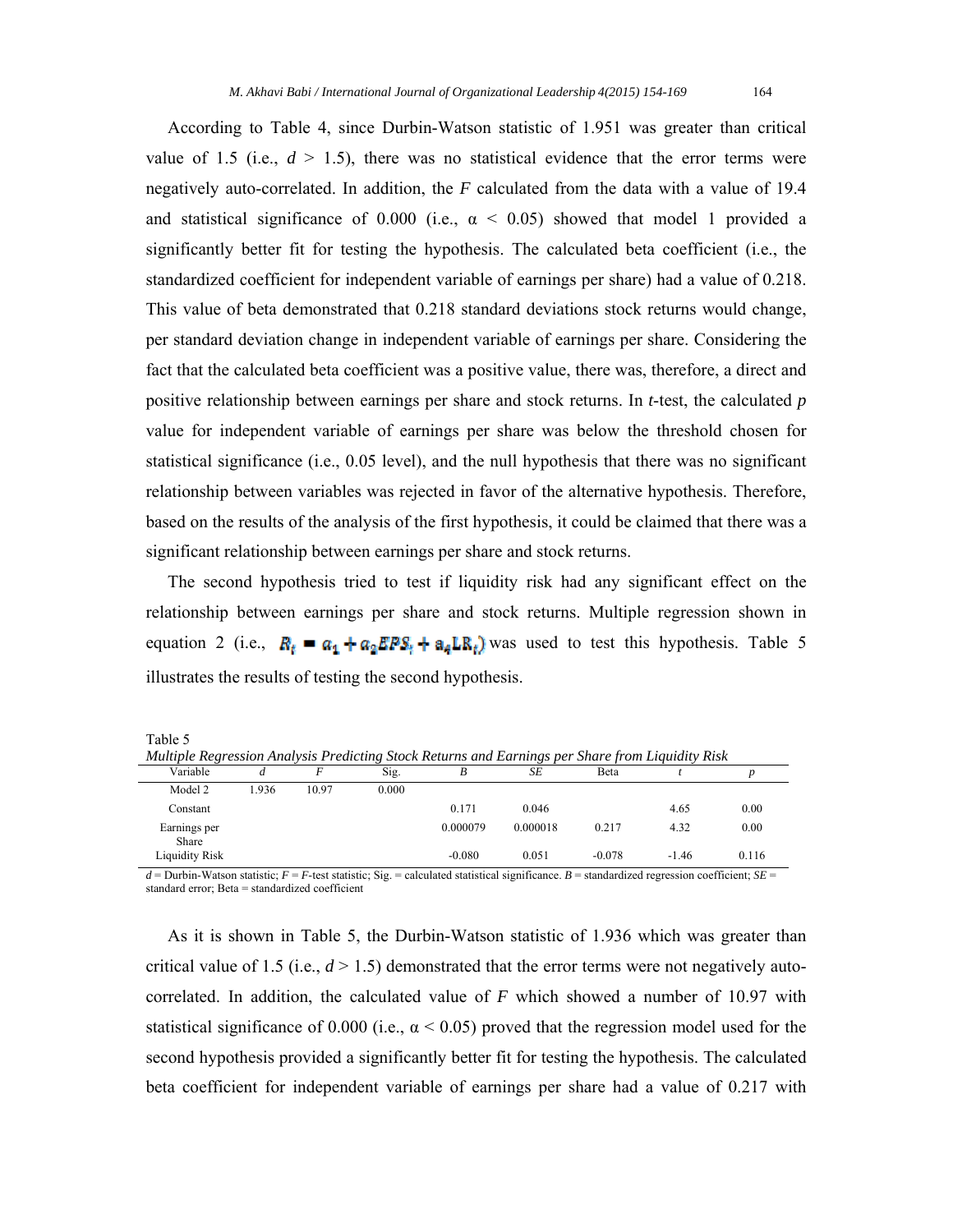According to Table 4, since Durbin-Watson statistic of 1.951 was greater than critical value of 1.5 (i.e., $d > 1.5$), there was no statistical evidence that the error terms were negatively auto-correlated. In addition, the $F$ calculated from the data with a value of 19.4 and statistical significance of 0.000 (i.e., $\alpha < 0.05$) showed that model 1 provided a significantly better fit for testing the hypothesis. The calculated beta coefficient (i.e., the standardized coefficient for independent variable of earnings per share) had a value of 0.218. This value of beta demonstrated that 0.218 standard deviations stock returns would change, per standard deviation change in independent variable of earnings per share. Considering the fact that the calculated beta coefficient was a positive value, there was, therefore, a direct and positive relationship between earnings per share and stock returns. In $t$-test, the calculated $p$ value for independent variable of earnings per share was below the threshold chosen for statistical significance (i.e., 0.05 level), and the null hypothesis that there was no significant relationship between variables was rejected in favor of the alternative hypothesis. Therefore, based on the results of the analysis of the first hypothesis, it could be claimed that there was a significant relationship between earnings per share and stock returns.

The second hypothesis tried to test if liquidity risk had any significant effect on the relationship between earnings per share and stock returns. Multiple regression shown in equation 2 (i.e., $R_t = a_1 + a_2 EPS_t + a_4 LR_t$) was used to test this hypothesis. Table 5 illustrates the results of testing the second hypothesis.

Table 5
*Multiple Regression Analysis Predicting Stock Returns and Earnings per Share from Liquidity Risk*

| Variable | $d$ | $F$ | Sig. | $B$ | $SE$ | Beta | $t$ | $p$ |
|---|---|---|---|---|---|---|---|---|
| Model 2 | 1.936 | 10.97 | 0.000 | | | | | |
| Constant | | | | 0.171 | 0.046 | | 4.65 | 0.00 |
| Earnings per Share | | | | 0.000079 | 0.000018 | 0.217 | 4.32 | 0.00 |
| Liquidity Risk | | | | -0.080 | 0.051 | -0.078 | -1.46 | 0.116 |

$d$ = Durbin-Watson statistic; $F$ = $F$-test statistic; Sig. = calculated statistical significance. $B$ = standardized regression coefficient; $SE$ = standard error; Beta = standardized coefficient

As it is shown in Table 5, the Durbin-Watson statistic of 1.936 which was greater than critical value of 1.5 (i.e., $d > 1.5$) demonstrated that the error terms were not negatively auto-correlated. In addition, the calculated value of $F$ which showed a number of 10.97 with statistical significance of 0.000 (i.e., $\alpha < 0.05$) proved that the regression model used for the second hypothesis provided a significantly better fit for testing the hypothesis. The calculated beta coefficient for independent variable of earnings per share had a value of 0.217 with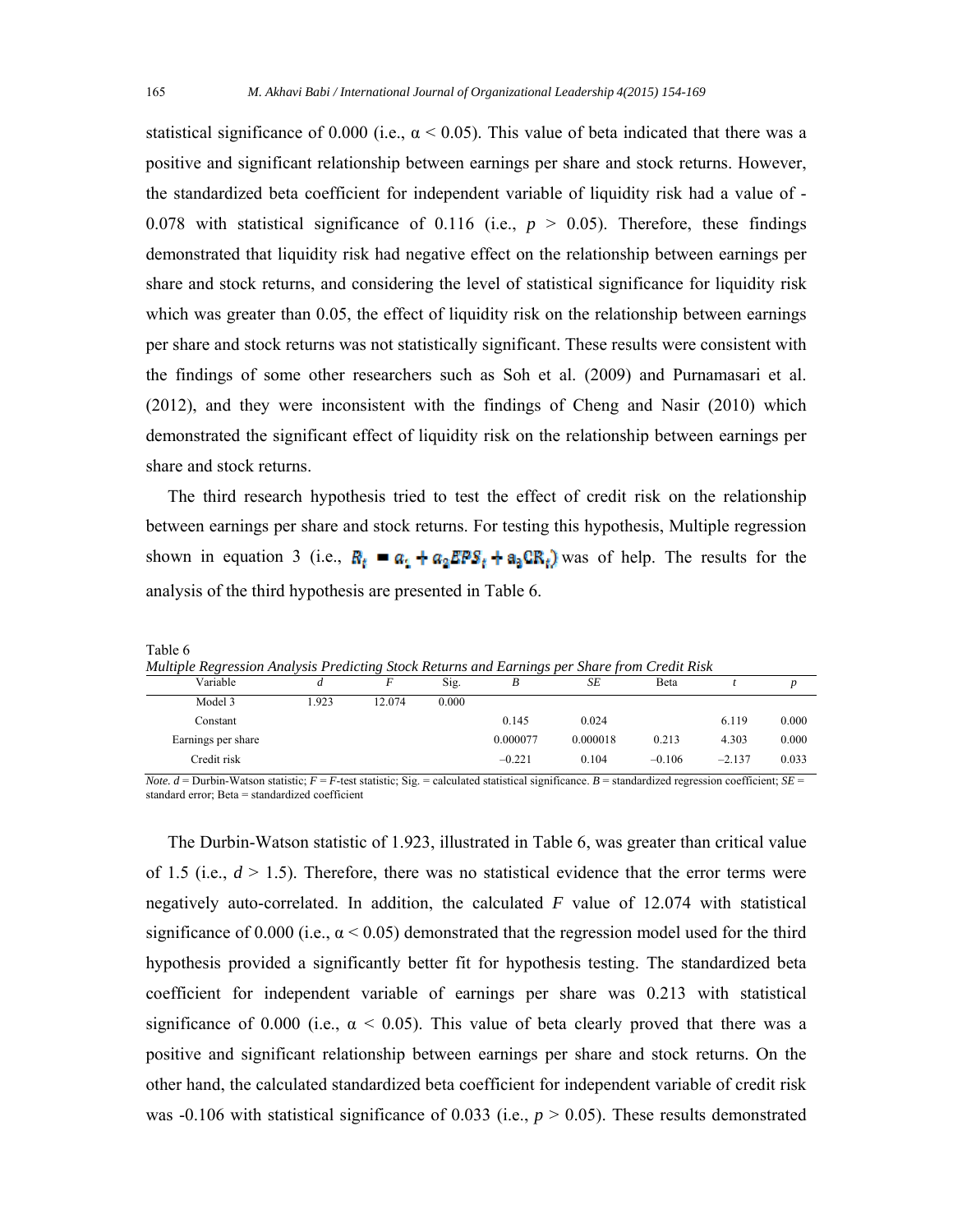statistical significance of 0.000 (i.e., $\alpha < 0.05$). This value of beta indicated that there was a positive and significant relationship between earnings per share and stock returns. However, the standardized beta coefficient for independent variable of liquidity risk had a value of -0.078 with statistical significance of 0.116 (i.e., $p > 0.05$). Therefore, these findings demonstrated that liquidity risk had negative effect on the relationship between earnings per share and stock returns, and considering the level of statistical significance for liquidity risk which was greater than 0.05, the effect of liquidity risk on the relationship between earnings per share and stock returns was not statistically significant. These results were consistent with the findings of some other researchers such as Soh et al. (2009) and Purnamasari et al. (2012), and they were inconsistent with the findings of Cheng and Nasir (2010) which demonstrated the significant effect of liquidity risk on the relationship between earnings per share and stock returns.

The third research hypothesis tried to test the effect of credit risk on the relationship between earnings per share and stock returns. For testing this hypothesis, Multiple regression shown in equation 3 (i.e., $R_t = a_1 + a_2 EPS_t + a_3 CR_t$) was of help. The results for the analysis of the third hypothesis are presented in Table 6.

Table 6

*Multiple Regression Analysis Predicting Stock Returns and Earnings per Share from Credit Risk*

| Variable | *d* | *F* | Sig. | *B* | *SE* | Beta | *t* | *p* |
|---|---|---|---|---|---|---|---|---|
| Model 3 | 1.923 | 12.074 | 0.000 | | | | | |
| Constant | | | | 0.145 | 0.024 | | 6.119 | 0.000 |
| Earnings per share | | | | 0.000077 | 0.000018 | 0.213 | 4.303 | 0.000 |
| Credit risk | | | | –0.221 | 0.104 | –0.106 | –2.137 | 0.033 |

*Note. d* = Durbin-Watson statistic; *F* = *F*-test statistic; Sig. = calculated statistical significance. *B* = standardized regression coefficient; *SE* = standard error; Beta = standardized coefficient

The Durbin-Watson statistic of 1.923, illustrated in Table 6, was greater than critical value of 1.5 (i.e., $d > 1.5$). Therefore, there was no statistical evidence that the error terms were negatively auto-correlated. In addition, the calculated $F$ value of 12.074 with statistical significance of 0.000 (i.e., $\alpha < 0.05$) demonstrated that the regression model used for the third hypothesis provided a significantly better fit for hypothesis testing. The standardized beta coefficient for independent variable of earnings per share was 0.213 with statistical significance of 0.000 (i.e., $\alpha < 0.05$). This value of beta clearly proved that there was a positive and significant relationship between earnings per share and stock returns. On the other hand, the calculated standardized beta coefficient for independent variable of credit risk was -0.106 with statistical significance of 0.033 (i.e., $p > 0.05$). These results demonstrated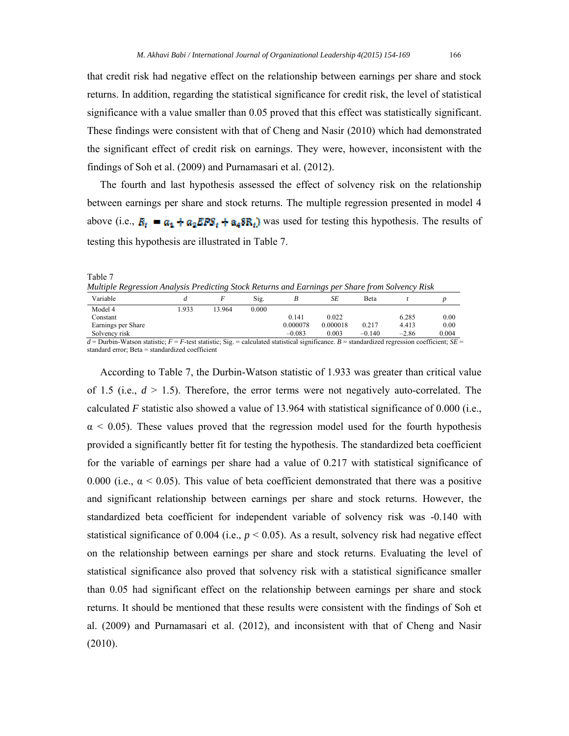that credit risk had negative effect on the relationship between earnings per share and stock returns. In addition, regarding the statistical significance for credit risk, the level of statistical significance with a value smaller than 0.05 proved that this effect was statistically significant. These findings were consistent with that of Cheng and Nasir (2010) which had demonstrated the significant effect of credit risk on earnings. They were, however, inconsistent with the findings of Soh et al. (2009) and Purnamasari et al. (2012).

The fourth and last hypothesis assessed the effect of solvency risk on the relationship between earnings per share and stock returns. The multiple regression presented in model 4 above (i.e., $R_t = a_1 + a_2EPS_t + a_4SR_t$) was used for testing this hypothesis. The results of testing this hypothesis are illustrated in Table 7.

Table 7
*Multiple Regression Analysis Predicting Stock Returns and Earnings per Share from Solvency Risk*

| Variable | *d* | *F* | Sig. | *B* | *SE* | Beta | *t* | *p* |
|---|---|---|---|---|---|---|---|---|
| Model 4 | 1.933 | 13.964 | 0.000 | | | | | |
| Constant | | | | 0.141 | 0.022 | | 6.285 | 0.00 |
| Earnings per Share | | | | 0.000078 | 0.000018 | 0.217 | 4.413 | 0.00 |
| Solvency risk | | | | –0.083 | 0.003 | –0.140 | –2.86 | 0.004 |

*d* = Durbin-Watson statistic; *F* = *F*-test statistic; Sig. = calculated statistical significance. *B* = standardized regression coefficient; *SE* = standard error; Beta = standardized coefficient

According to Table 7, the Durbin-Watson statistic of 1.933 was greater than critical value of 1.5 (i.e., $d > 1.5$). Therefore, the error terms were not negatively auto-correlated. The calculated *F* statistic also showed a value of 13.964 with statistical significance of 0.000 (i.e., $\alpha < 0.05$). These values proved that the regression model used for the fourth hypothesis provided a significantly better fit for testing the hypothesis. The standardized beta coefficient for the variable of earnings per share had a value of 0.217 with statistical significance of 0.000 (i.e., $\alpha < 0.05$). This value of beta coefficient demonstrated that there was a positive and significant relationship between earnings per share and stock returns. However, the standardized beta coefficient for independent variable of solvency risk was -0.140 with statistical significance of 0.004 (i.e., $p < 0.05$). As a result, solvency risk had negative effect on the relationship between earnings per share and stock returns. Evaluating the level of statistical significance also proved that solvency risk with a statistical significance smaller than 0.05 had significant effect on the relationship between earnings per share and stock returns. It should be mentioned that these results were consistent with the findings of Soh et al. (2009) and Purnamasari et al. (2012), and inconsistent with that of Cheng and Nasir (2010).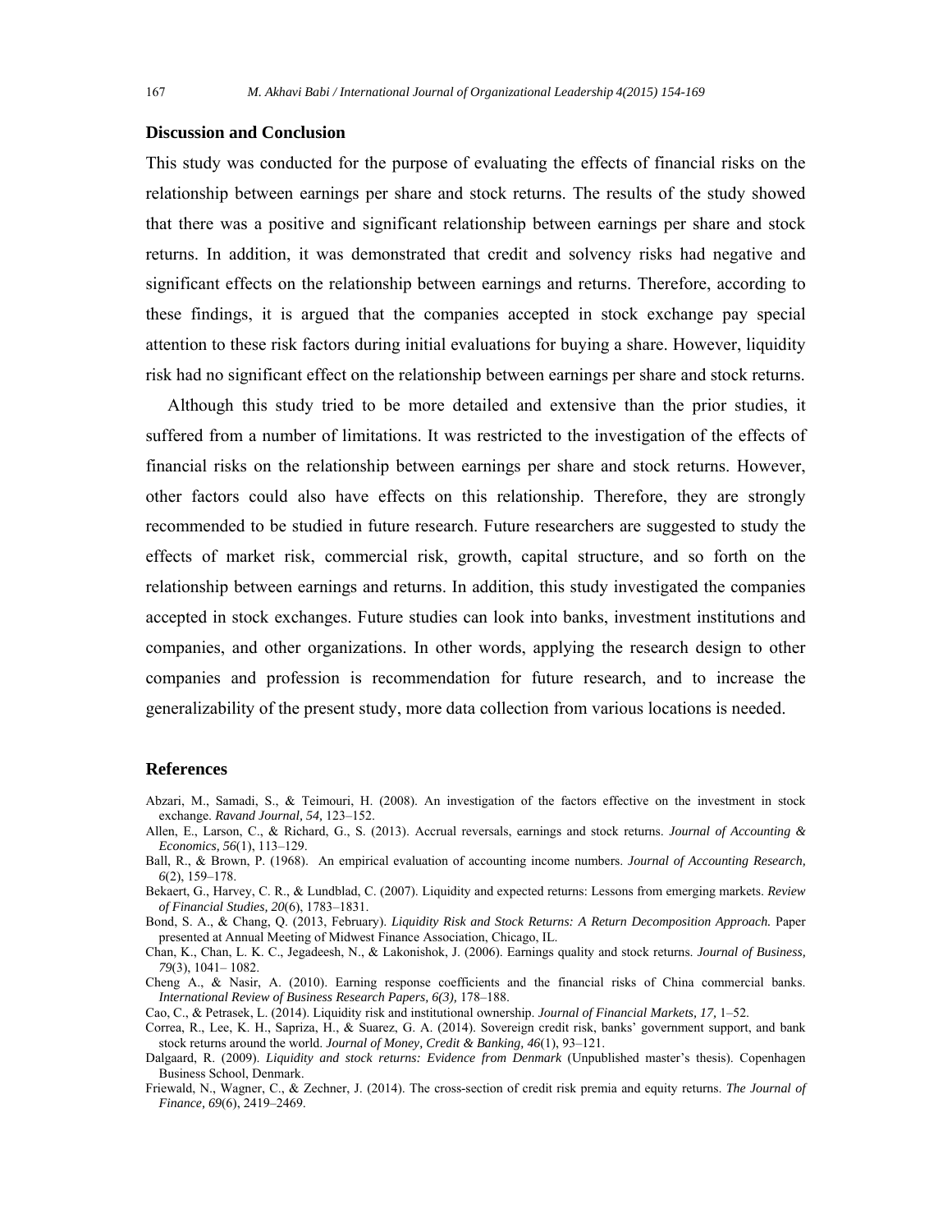## Discussion and Conclusion

This study was conducted for the purpose of evaluating the effects of financial risks on the relationship between earnings per share and stock returns. The results of the study showed that there was a positive and significant relationship between earnings per share and stock returns. In addition, it was demonstrated that credit and solvency risks had negative and significant effects on the relationship between earnings and returns. Therefore, according to these findings, it is argued that the companies accepted in stock exchange pay special attention to these risk factors during initial evaluations for buying a share. However, liquidity risk had no significant effect on the relationship between earnings per share and stock returns.

Although this study tried to be more detailed and extensive than the prior studies, it suffered from a number of limitations. It was restricted to the investigation of the effects of financial risks on the relationship between earnings per share and stock returns. However, other factors could also have effects on this relationship. Therefore, they are strongly recommended to be studied in future research. Future researchers are suggested to study the effects of market risk, commercial risk, growth, capital structure, and so forth on the relationship between earnings and returns. In addition, this study investigated the companies accepted in stock exchanges. Future studies can look into banks, investment institutions and companies, and other organizations. In other words, applying the research design to other companies and profession is recommendation for future research, and to increase the generalizability of the present study, more data collection from various locations is needed.

## References

Abzari, M., Samadi, S., & Teimouri, H. (2008). An investigation of the factors effective on the investment in stock exchange. *Ravand Journal, 54,* 123–152.

Allen, E., Larson, C., & Richard, G., S. (2013). Accrual reversals, earnings and stock returns. *Journal of Accounting & Economics, 56*(1), 113–129.

Ball, R., & Brown, P. (1968). An empirical evaluation of accounting income numbers. *Journal of Accounting Research, 6*(2), 159–178.

Bekaert, G., Harvey, C. R., & Lundblad, C. (2007). Liquidity and expected returns: Lessons from emerging markets. *Review of Financial Studies, 20*(6), 1783–1831.

Bond, S. A., & Chang, Q. (2013, February). *Liquidity Risk and Stock Returns: A Return Decomposition Approach.* Paper presented at Annual Meeting of Midwest Finance Association, Chicago, IL.

Chan, K., Chan, L. K. C., Jegadeesh, N., & Lakonishok, J. (2006). Earnings quality and stock returns. *Journal of Business, 79*(3), 1041– 1082.

Cheng A., & Nasir, A. (2010). Earning response coefficients and the financial risks of China commercial banks. *International Review of Business Research Papers, 6(3),* 178–188.

Cao, C., & Petrasek, L. (2014). Liquidity risk and institutional ownership. *Journal of Financial Markets, 17,* 1–52.

Correa, R., Lee, K. H., Sapriza, H., & Suarez, G. A. (2014). Sovereign credit risk, banks' government support, and bank stock returns around the world. *Journal of Money, Credit & Banking, 46*(1), 93–121.

Dalgaard, R. (2009). *Liquidity and stock returns: Evidence from Denmark* (Unpublished master's thesis). Copenhagen Business School, Denmark.

Friewald, N., Wagner, C., & Zechner, J. (2014). The cross-section of credit risk premia and equity returns. *The Journal of Finance, 69*(6), 2419–2469.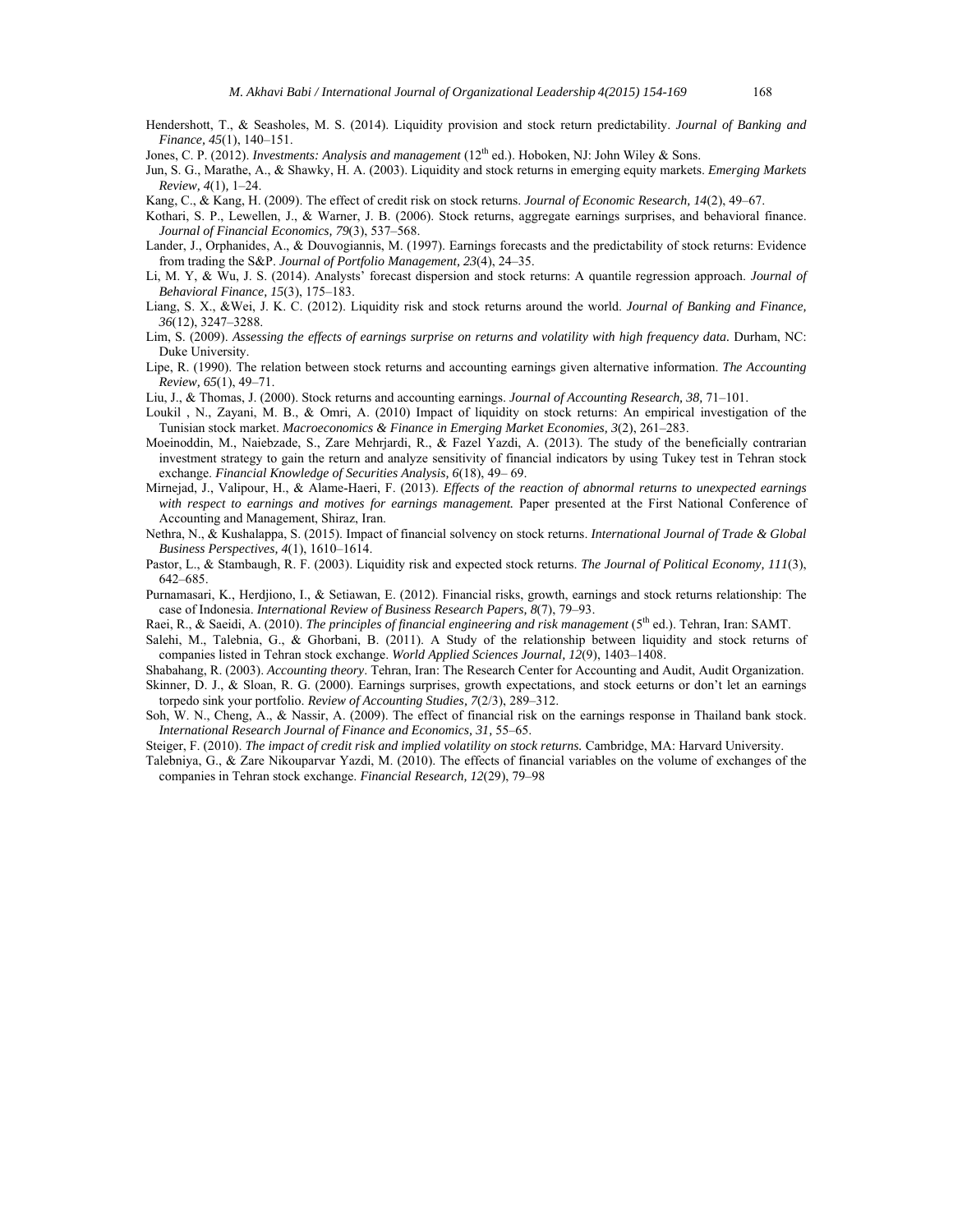Hendershott, T., & Seasholes, M. S. (2014). Liquidity provision and stock return predictability. *Journal of Banking and Finance, 45*(1), 140–151.

Jones, C. P. (2012). *Investments: Analysis and management* (12th ed.). Hoboken, NJ: John Wiley & Sons.

Jun, S. G., Marathe, A., & Shawky, H. A. (2003). Liquidity and stock returns in emerging equity markets. *Emerging Markets Review, 4*(1), 1–24.

Kang, C., & Kang, H. (2009). The effect of credit risk on stock returns. *Journal of Economic Research, 14*(2), 49–67.

Kothari, S. P., Lewellen, J., & Warner, J. B. (2006). Stock returns, aggregate earnings surprises, and behavioral finance. *Journal of Financial Economics, 79*(3), 537–568.

Lander, J., Orphanides, A., & Douvogiannis, M. (1997). Earnings forecasts and the predictability of stock returns: Evidence from trading the S&P. *Journal of Portfolio Management, 23*(4), 24–35.

Li, M. Y, & Wu, J. S. (2014). Analysts' forecast dispersion and stock returns: A quantile regression approach. *Journal of Behavioral Finance, 15*(3), 175–183.

Liang, S. X., &Wei, J. K. C. (2012). Liquidity risk and stock returns around the world. *Journal of Banking and Finance, 36*(12), 3247–3288.

Lim, S. (2009). *Assessing the effects of earnings surprise on returns and volatility with high frequency data.* Durham, NC: Duke University.

Lipe, R. (1990). The relation between stock returns and accounting earnings given alternative information. *The Accounting Review, 65*(1), 49–71.

Liu, J., & Thomas, J. (2000). Stock returns and accounting earnings. *Journal of Accounting Research, 38*, 71–101.

Loukil , N., Zayani, M. B., & Omri, A. (2010) Impact of liquidity on stock returns: An empirical investigation of the Tunisian stock market. *Macroeconomics & Finance in Emerging Market Economies, 3*(2), 261–283.

Moeinoddin, M., Naiebzade, S., Zare Mehrjardi, R., & Fazel Yazdi, A. (2013). The study of the beneficially contrarian investment strategy to gain the return and analyze sensitivity of financial indicators by using Tukey test in Tehran stock exchange. *Financial Knowledge of Securities Analysis, 6*(18), 49– 69.

Mirnejad, J., Valipour, H., & Alame-Haeri, F. (2013). *Effects of the reaction of abnormal returns to unexpected earnings with respect to earnings and motives for earnings management.* Paper presented at the First National Conference of Accounting and Management, Shiraz, Iran.

Nethra, N., & Kushalappa, S. (2015). Impact of financial solvency on stock returns. *International Journal of Trade & Global Business Perspectives, 4*(1), 1610–1614.

Pastor, L., & Stambaugh, R. F. (2003). Liquidity risk and expected stock returns. *The Journal of Political Economy, 111*(3), 642–685.

Purnamasari, K., Herdjiono, I., & Setiawan, E. (2012). Financial risks, growth, earnings and stock returns relationship: The case of Indonesia. *International Review of Business Research Papers, 8*(7), 79–93.

Raei, R., & Saeidi, A. (2010). *The principles of financial engineering and risk management* (5th ed.). Tehran, Iran: SAMT.

Salehi, M., Talebnia, G., & Ghorbani, B. (2011). A Study of the relationship between liquidity and stock returns of companies listed in Tehran stock exchange. *World Applied Sciences Journal, 12*(9), 1403–1408.

Shabahang, R. (2003). *Accounting theory*. Tehran, Iran: The Research Center for Accounting and Audit, Audit Organization.

Skinner, D. J., & Sloan, R. G. (2000). Earnings surprises, growth expectations, and stock eeturns or don't let an earnings torpedo sink your portfolio. *Review of Accounting Studies, 7*(2/3), 289–312.

Soh, W. N., Cheng, A., & Nassir, A. (2009). The effect of financial risk on the earnings response in Thailand bank stock. *International Research Journal of Finance and Economics, 31*, 55–65.

Steiger, F. (2010). *The impact of credit risk and implied volatility on stock returns.* Cambridge, MA: Harvard University.

Talebniya, G., & Zare Nikouparvar Yazdi, M. (2010). The effects of financial variables on the volume of exchanges of the companies in Tehran stock exchange. *Financial Research, 12*(29), 79–98